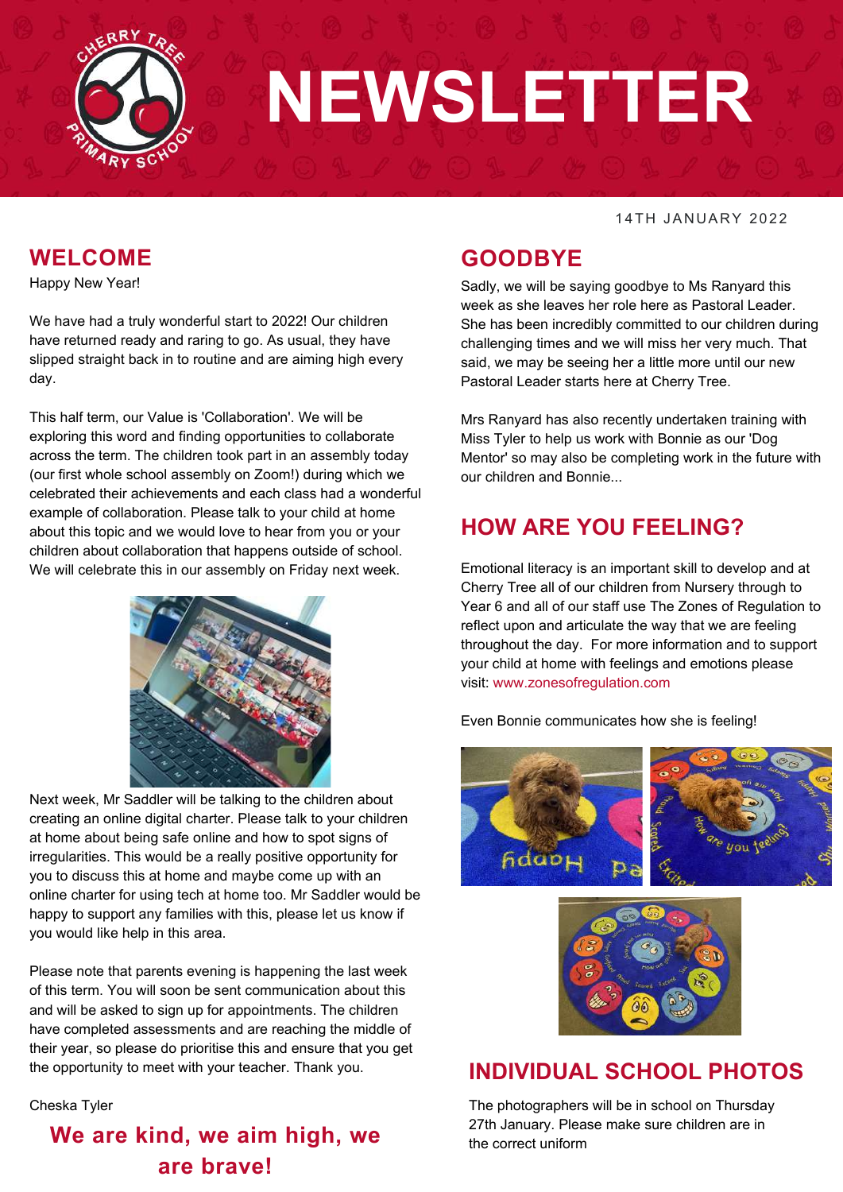# NEWSLETTER

14TH JANUARY 2022

## WELCOME

Happy New Year!

We have had a truly wonderful start to 2022! Our children have returned ready and raring to go. As usual, they have slipped straight back in to routine and are aiming high every day.

This half term, our Value is 'Collaboration'. We will be exploring this word and finding opportunities to collaborate across the term. The children took part in an assembly today (our first whole school assembly on Zoom!) during which we celebrated their achievements and each class had a wonderful example of collaboration. Please talk to your child at home about this topic and we would love to hear from you or your children about collaboration that happens outside of school. We will celebrate this in our assembly on Friday next week.

Next week, Mr Saddler will be talking to the children about creating an online digital charter. Please talk to your children at home about being safe online and how to spot signs of irregularities. This would be a really positive opportunity for you to discuss this at home and maybe come up with an online charter for using tech at home too. Mr Saddler would be happy to support any families with this, please let us know if you would like help in this area.

Please note that parents evening is happening the last week of this term. You will soon be sent communication about this and will be asked to sign up for appointments. The children have completed assessments and are reaching the middle of their year, so please do prioritise this and ensure that you get the opportunity to meet with your teacher. Thank you.

Cheska Tyler

**We are kind, we aim high, we are brave!**

## GOODBYE

Sadly, we will be saying goodbye to Ms Ranyard this week as she leaves her role here as Pastoral Leader. She has been incredibly committed to our children during challenging times and we will miss her very much. That said, we may be seeing her a little more until our new Pastoral Leader starts here at Cherry Tree.

Mrs Ranyard has also recently undertaken training with Miss Tyler to help us work with Bonnie as our 'Dog Mentor' so may also be completing work in the future with our children and Bonnie...

## HOW ARE YOU FEELING?

Emotional literacy is an important skill to develop and at Cherry Tree all of our children from Nursery through to Year 6 and all of our staff use The Zones of Regulation to reflect upon and articulate the way that we are feeling throughout the day. For more information and to support your child at home with feelings and emotions please visit: www.zonesofregulation.com

Even Bonnie communicates how she is feeling!

## INDIVIDUAL SCHOOL PHOTOS

The photographers will be in school on Thursday 27th January. Please make sure children are in the correct uniform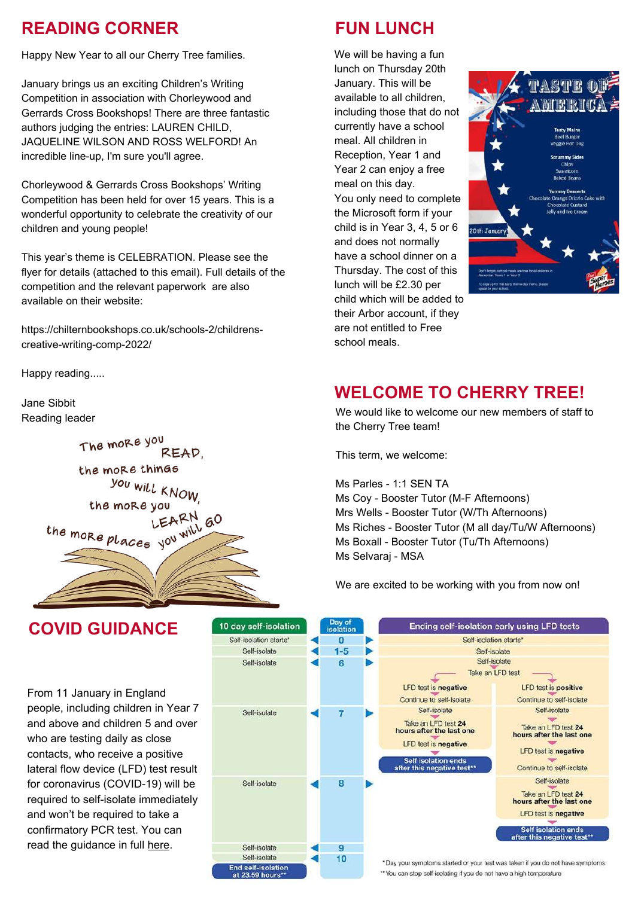## READING CORNER

Happy New Year to all our Cherry Tree families.

January brings us an exciting Children's Writing Competition in association with Chorleywood and Gerrards Cross Bookshops! There are three fantastic authors judging the entries: LAUREN CHILD, JAQUELINE WILSON AND ROSS WELFORD! An incredible line-up, I'm sure you'll agree.

Chorleywood & Gerrards Cross Bookshops' Writing Competition has been held for over 15 years. This is a wonderful opportunity to celebrate the creativity of our children and young people!

This year's theme is CELEBRATION. Please see the flyer for details (attached to this email). Full details of the competition and the relevant paperwork are also available on their website:

https://chilternbookshops.co.uk/schools-2/childrens-creative-writing-comp-2022/

Happy reading.....

Jane Sibbit
Reading leader

The more you READ, the more things you will KNOW, the more you LEARN the more places you will GO

## FUN LUNCH

We will be having a fun lunch on Thursday 20th January. This will be available to all children, including those that do not currently have a school meal. All children in Reception, Year 1 and Year 2 can enjoy a free meal on this day.
You only need to complete the Microsoft form if your child is in Year 3, 4, 5 or 6 and does not normally have a school dinner on a Thursday. The cost of this lunch will be £2.30 per child which will be added to their Arbor account, if they are not entitled to Free school meals.

**TASTE OF AMERICA**

Tasty Mains
Beef Burger
Veggie Hot Dog

Scrummy Sides
Chips
Sweetcorn
Baked Beans

Yummy Desserts
Chocolate Orange Drizzle Cake with Chocolate Custard
Jelly and Ice Cream

20th January

## WELCOME TO CHERRY TREE!

We would like to welcome our new members of staff to the Cherry Tree team!

This term, we welcome:

Ms Parles - 1:1 SEN TA
Ms Coy - Booster Tutor (M-F Afternoons)
Mrs Wells - Booster Tutor (W/Th Afternoons)
Ms Riches - Booster Tutor (M all day/Tu/W Afternoons)
Ms Boxall - Booster Tutor (Tu/Th Afternoons)
Ms Selvaraj - MSA

We are excited to be working with you from now on!

## COVID GUIDANCE

From 11 January in England people, including children in Year 7 and above and children 5 and over who are testing daily as close contacts, who receive a positive lateral flow device (LFD) test result for coronavirus (COVID-19) will be required to self-isolate immediately and won't be required to take a confirmatory PCR test. You can read the guidance in full here.

| 10 day self-isolation | Day of isolation | Ending self-isolation early using LFD tests | |
|---|---|---|---|
| Self-isolation starts* | 0 | Self-isolation starts* | |
| Self-isolate | 1-5 | Self-isolate | |
| Self-isolate | 6 | Self-isolate; Take an LFD test | |
| | | LFD test is negative | LFD test is positive |
| | | Continue to self-isolate | Continue to self-isolate |
| Self-isolate | 7 | Self-isolate; Take an LFD test 24 hours after the last one; LFD test is negative; Self isolation ends after this negative test** | Self-isolate; Take an LFD test 24 hours after the last one; LFD test is negative; Continue to self-isolate |
| Self-isolate | 8 | | Self-isolate; Take an LFD test 24 hours after the last one; LFD test is negative; Self isolation ends after this negative test** |
| Self-isolate | 9 | | |
| Self-isolate; End self-isolation at 23.59 hours** | 10 | | |

\* Day your symptoms started or your test was taken if you do not have symptoms
\*\* You can stop self-isolating if you do not have a high temperature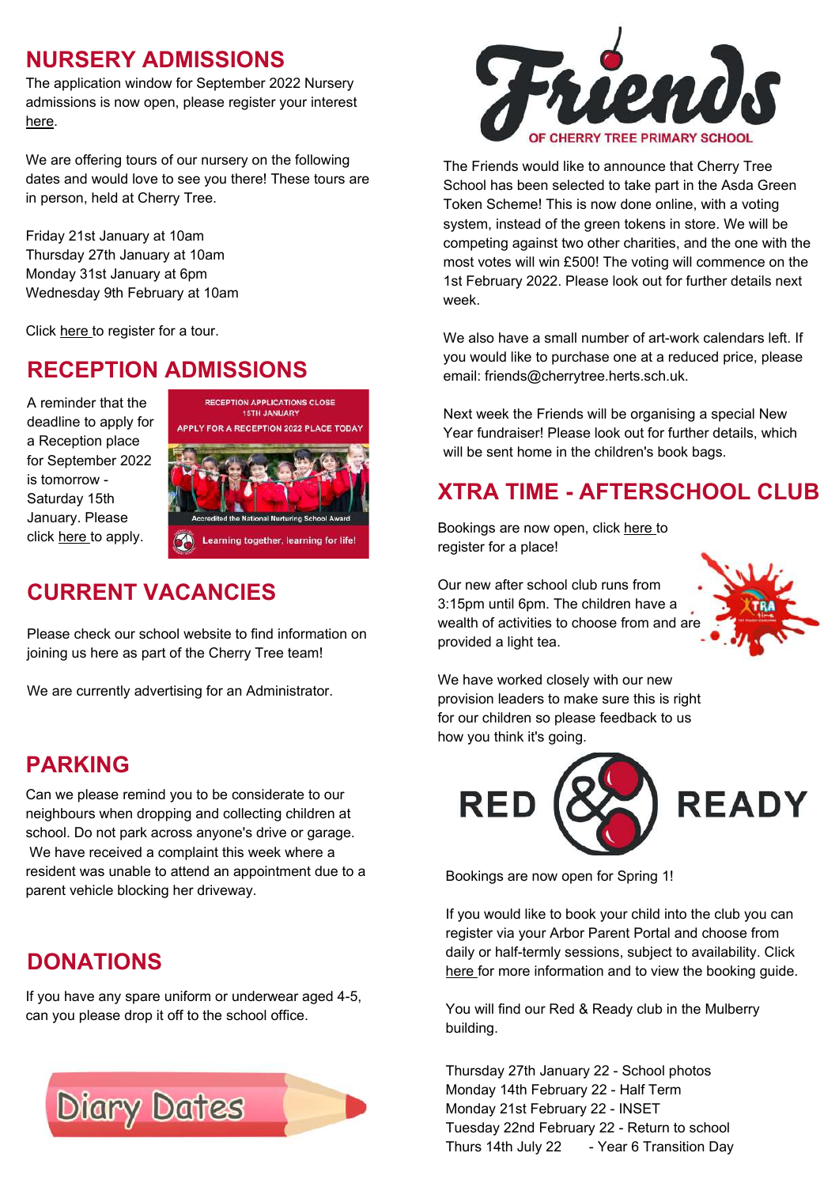## NURSERY ADMISSIONS

The application window for September 2022 Nursery admissions is now open, please register your interest here.

We are offering tours of our nursery on the following dates and would love to see you there! These tours are in person, held at Cherry Tree.

Friday 21st January at 10am
Thursday 27th January at 10am
Monday 31st January at 6pm
Wednesday 9th February at 10am

Click here to register for a tour.

## RECEPTION ADMISSIONS

A reminder that the deadline to apply for a Reception place for September 2022 is tomorrow - Saturday 15th January. Please click here to apply.

RECEPTION APPLICATIONS CLOSE 15TH JANUARY

APPLY FOR A RECEPTION 2022 PLACE TODAY

Accredited the National Nurturing School Award

Learning together, learning for life!

## CURRENT VACANCIES

Please check our school website to find information on joining us here as part of the Cherry Tree team!

We are currently advertising for an Administrator.

## PARKING

Can we please remind you to be considerate to our neighbours when dropping and collecting children at school. Do not park across anyone's drive or garage. We have received a complaint this week where a resident was unable to attend an appointment due to a parent vehicle blocking her driveway.

## DONATIONS

If you have any spare uniform or underwear aged 4-5, can you please drop it off to the school office.

## Diary Dates

Thursday 27th January 22 - School photos
Monday 14th February 22 - Half Term
Monday 21st February 22 - INSET
Tuesday 22nd February 22 - Return to school
Thurs 14th July 22 - Year 6 Transition Day

## Friends OF CHERRY TREE PRIMARY SCHOOL

The Friends would like to announce that Cherry Tree School has been selected to take part in the Asda Green Token Scheme! This is now done online, with a voting system, instead of the green tokens in store. We will be competing against two other charities, and the one with the most votes will win £500! The voting will commence on the 1st February 2022. Please look out for further details next week.

We also have a small number of art-work calendars left. If you would like to purchase one at a reduced price, please email: friends@cherrytree.herts.sch.uk.

Next week the Friends will be organising a special New Year fundraiser! Please look out for further details, which will be sent home in the children's book bags.

## XTRA TIME - AFTERSCHOOL CLUB

Bookings are now open, click here to register for a place!

Our new after school club runs from 3:15pm until 6pm. The children have a wealth of activities to choose from and are provided a light tea.

We have worked closely with our new provision leaders to make sure this is right for our children so please feedback to us how you think it's going.

## RED & READY

Bookings are now open for Spring 1!

If you would like to book your child into the club you can register via your Arbor Parent Portal and choose from daily or half-termly sessions, subject to availability. Click here for more information and to view the booking guide.

You will find our Red & Ready club in the Mulberry building.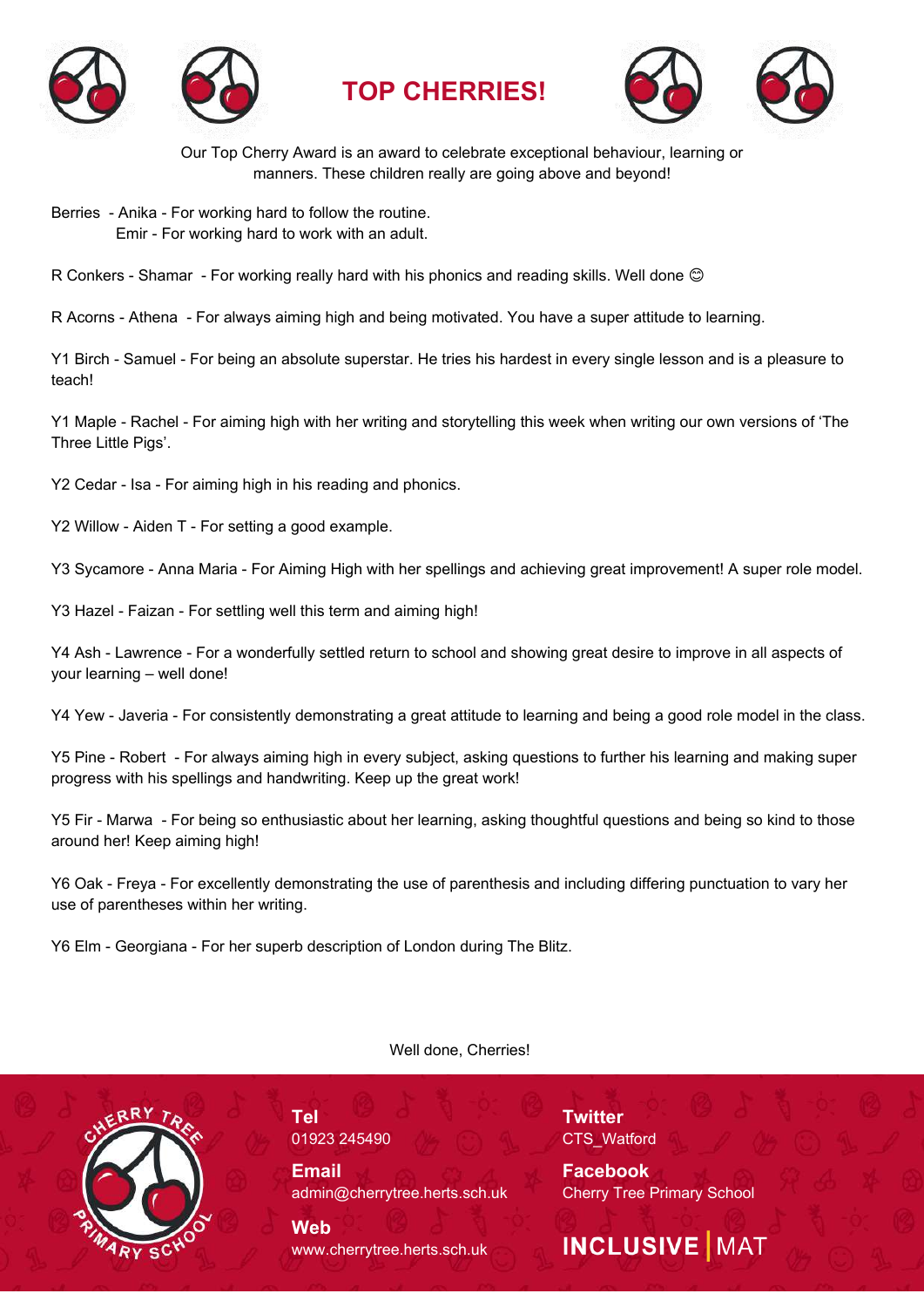# TOP CHERRIES!

Our Top Cherry Award is an award to celebrate exceptional behaviour, learning or manners. These children really are going above and beyond!

Berries - Anika - For working hard to follow the routine.
Emir - For working hard to work with an adult.

R Conkers - Shamar - For working really hard with his phonics and reading skills. Well done 😊

R Acorns - Athena - For always aiming high and being motivated. You have a super attitude to learning.

Y1 Birch - Samuel - For being an absolute superstar. He tries his hardest in every single lesson and is a pleasure to teach!

Y1 Maple - Rachel - For aiming high with her writing and storytelling this week when writing our own versions of 'The Three Little Pigs'.

Y2 Cedar - Isa - For aiming high in his reading and phonics.

Y2 Willow - Aiden T - For setting a good example.

Y3 Sycamore - Anna Maria - For Aiming High with her spellings and achieving great improvement! A super role model.

Y3 Hazel - Faizan - For settling well this term and aiming high!

Y4 Ash - Lawrence - For a wonderfully settled return to school and showing great desire to improve in all aspects of your learning – well done!

Y4 Yew - Javeria - For consistently demonstrating a great attitude to learning and being a good role model in the class.

Y5 Pine - Robert - For always aiming high in every subject, asking questions to further his learning and making super progress with his spellings and handwriting. Keep up the great work!

Y5 Fir - Marwa - For being so enthusiastic about her learning, asking thoughtful questions and being so kind to those around her! Keep aiming high!

Y6 Oak - Freya - For excellently demonstrating the use of parenthesis and including differing punctuation to vary her use of parentheses within her writing.

Y6 Elm - Georgiana - For her superb description of London during The Blitz.

Well done, Cherries!

CHERRY TREE PRIMARY SCHOOL

**Tel**
01923 245490

**Email**
admin@cherrytree.herts.sch.uk

**Web**
www.cherrytree.herts.sch.uk

**Twitter**
CTS_Watford

**Facebook**
Cherry Tree Primary School

**INCLUSIVE** | MAT